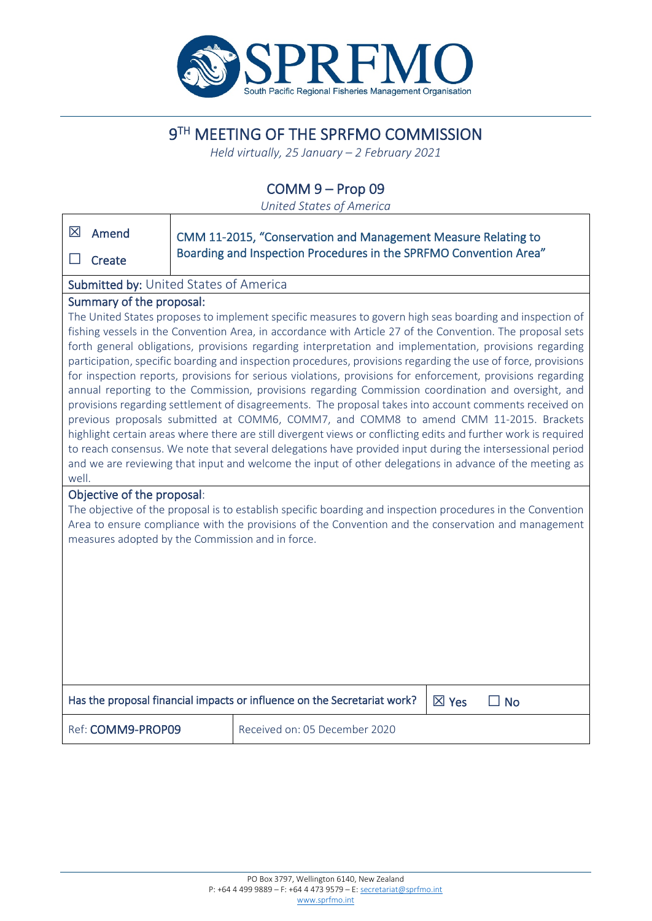# 9TH MEETING OF THE SPRFMO COMMISSION

*Held virtually, 25 January – 2 February 2021*

## COMM 9 – Prop 09

*United States of America*

| | |
|---|---|
| ☒ Amend<br>☐ Create | CMM 11-2015, "Conservation and Management Measure Relating to Boarding and Inspection Procedures in the SPRFMO Convention Area" |

**Submitted by:** United States of America

**Summary of the proposal:**

The United States proposes to implement specific measures to govern high seas boarding and inspection of fishing vessels in the Convention Area, in accordance with Article 27 of the Convention. The proposal sets forth general obligations, provisions regarding interpretation and implementation, provisions regarding participation, specific boarding and inspection procedures, provisions regarding the use of force, provisions for inspection reports, provisions for serious violations, provisions for enforcement, provisions regarding annual reporting to the Commission, provisions regarding Commission coordination and oversight, and provisions regarding settlement of disagreements. The proposal takes into account comments received on previous proposals submitted at COMM6, COMM7, and COMM8 to amend CMM 11-2015. Brackets highlight certain areas where there are still divergent views or conflicting edits and further work is required to reach consensus. We note that several delegations have provided input during the intersessional period and we are reviewing that input and welcome the input of other delegations in advance of the meeting as well.

**Objective of the proposal:**

The objective of the proposal is to establish specific boarding and inspection procedures in the Convention Area to ensure compliance with the provisions of the Convention and the conservation and management measures adopted by the Commission and in force.

| | |
|---|---|
| Has the proposal financial impacts or influence on the Secretariat work? | ☒ Yes ☐ No |
| Ref: **COMM9-PROP09** | Received on: 05 December 2020 |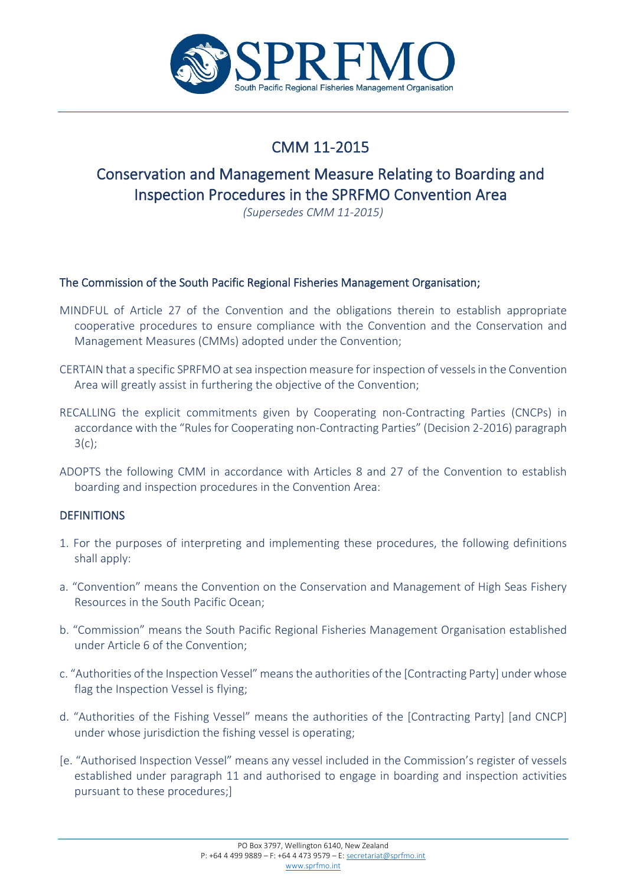# CMM 11-2015

## Conservation and Management Measure Relating to Boarding and Inspection Procedures in the SPRFMO Convention Area

*(Supersedes CMM 11-2015)*

### The Commission of the South Pacific Regional Fisheries Management Organisation;

MINDFUL of Article 27 of the Convention and the obligations therein to establish appropriate cooperative procedures to ensure compliance with the Convention and the Conservation and Management Measures (CMMs) adopted under the Convention;

CERTAIN that a specific SPRFMO at sea inspection measure for inspection of vessels in the Convention Area will greatly assist in furthering the objective of the Convention;

RECALLING the explicit commitments given by Cooperating non-Contracting Parties (CNCPs) in accordance with the "Rules for Cooperating non-Contracting Parties" (Decision 2-2016) paragraph 3(c);

ADOPTS the following CMM in accordance with Articles 8 and 27 of the Convention to establish boarding and inspection procedures in the Convention Area:

### DEFINITIONS

1. For the purposes of interpreting and implementing these procedures, the following definitions shall apply:

a. "Convention" means the Convention on the Conservation and Management of High Seas Fishery Resources in the South Pacific Ocean;

b. "Commission" means the South Pacific Regional Fisheries Management Organisation established under Article 6 of the Convention;

c. "Authorities of the Inspection Vessel" means the authorities of the [Contracting Party] under whose flag the Inspection Vessel is flying;

d. "Authorities of the Fishing Vessel" means the authorities of the [Contracting Party] [and CNCP] under whose jurisdiction the fishing vessel is operating;

[e. "Authorised Inspection Vessel" means any vessel included in the Commission's register of vessels established under paragraph 11 and authorised to engage in boarding and inspection activities pursuant to these procedures;]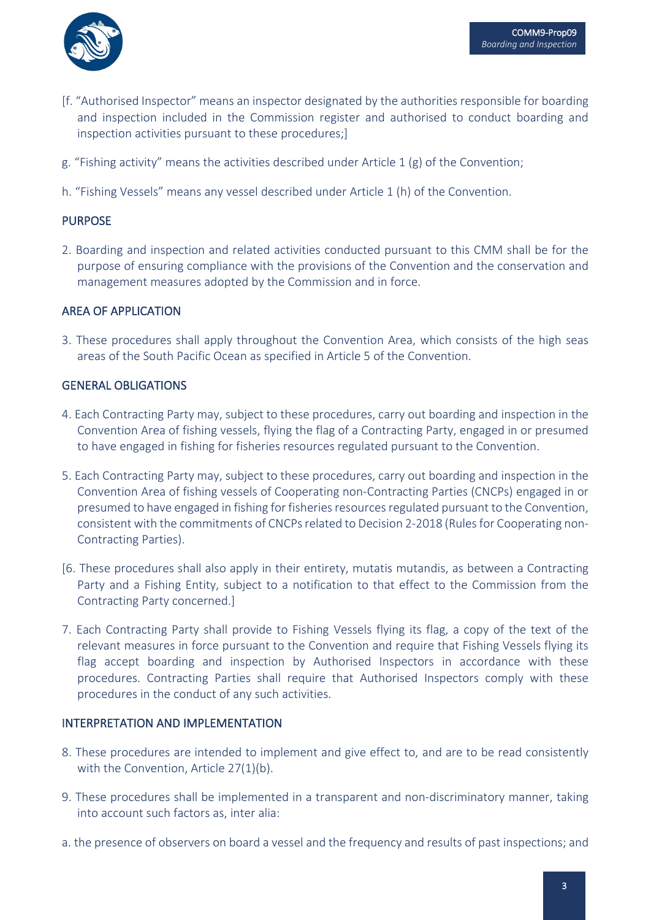[f. "Authorised Inspector" means an inspector designated by the authorities responsible for boarding and inspection included in the Commission register and authorised to conduct boarding and inspection activities pursuant to these procedures;]

g. "Fishing activity" means the activities described under Article 1 (g) of the Convention;

h. "Fishing Vessels" means any vessel described under Article 1 (h) of the Convention.

## PURPOSE

2. Boarding and inspection and related activities conducted pursuant to this CMM shall be for the purpose of ensuring compliance with the provisions of the Convention and the conservation and management measures adopted by the Commission and in force.

## AREA OF APPLICATION

3. These procedures shall apply throughout the Convention Area, which consists of the high seas areas of the South Pacific Ocean as specified in Article 5 of the Convention.

## GENERAL OBLIGATIONS

4. Each Contracting Party may, subject to these procedures, carry out boarding and inspection in the Convention Area of fishing vessels, flying the flag of a Contracting Party, engaged in or presumed to have engaged in fishing for fisheries resources regulated pursuant to the Convention.

5. Each Contracting Party may, subject to these procedures, carry out boarding and inspection in the Convention Area of fishing vessels of Cooperating non-Contracting Parties (CNCPs) engaged in or presumed to have engaged in fishing for fisheries resources regulated pursuant to the Convention, consistent with the commitments of CNCPs related to Decision 2-2018 (Rules for Cooperating non-Contracting Parties).

[6. These procedures shall also apply in their entirety, mutatis mutandis, as between a Contracting Party and a Fishing Entity, subject to a notification to that effect to the Commission from the Contracting Party concerned.]

7. Each Contracting Party shall provide to Fishing Vessels flying its flag, a copy of the text of the relevant measures in force pursuant to the Convention and require that Fishing Vessels flying its flag accept boarding and inspection by Authorised Inspectors in accordance with these procedures. Contracting Parties shall require that Authorised Inspectors comply with these procedures in the conduct of any such activities.

## INTERPRETATION AND IMPLEMENTATION

8. These procedures are intended to implement and give effect to, and are to be read consistently with the Convention, Article 27(1)(b).

9. These procedures shall be implemented in a transparent and non-discriminatory manner, taking into account such factors as, inter alia:

a. the presence of observers on board a vessel and the frequency and results of past inspections; and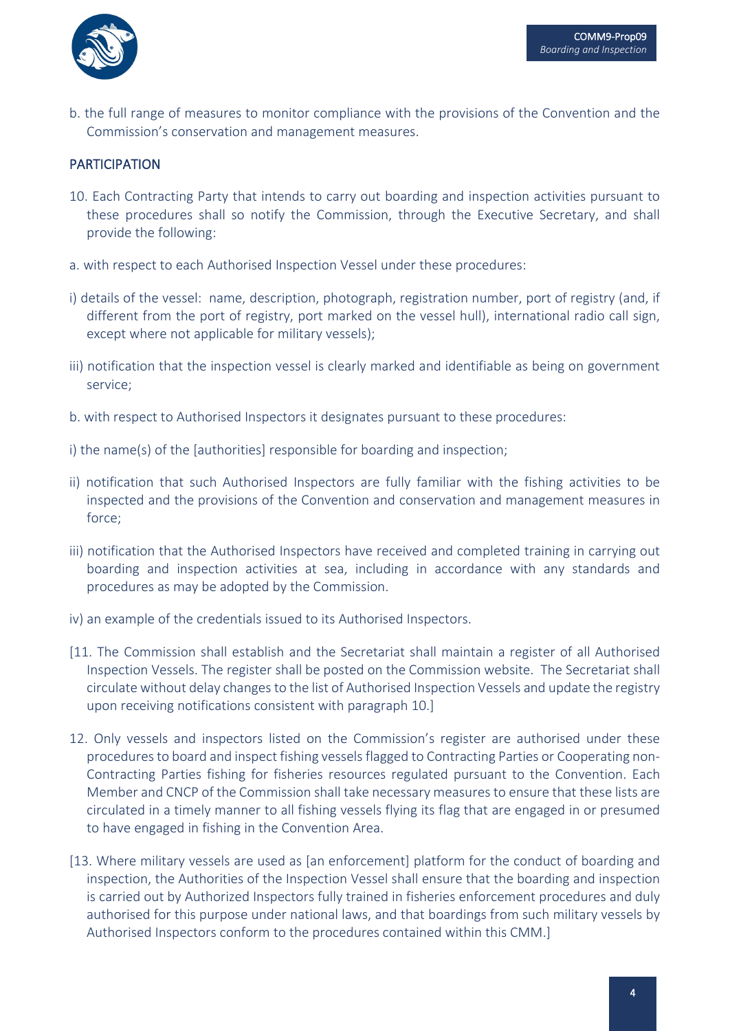b. the full range of measures to monitor compliance with the provisions of the Convention and the Commission's conservation and management measures.

## PARTICIPATION

10. Each Contracting Party that intends to carry out boarding and inspection activities pursuant to these procedures shall so notify the Commission, through the Executive Secretary, and shall provide the following:

a. with respect to each Authorised Inspection Vessel under these procedures:

i) details of the vessel: name, description, photograph, registration number, port of registry (and, if different from the port of registry, port marked on the vessel hull), international radio call sign, except where not applicable for military vessels);

iii) notification that the inspection vessel is clearly marked and identifiable as being on government service;

b. with respect to Authorised Inspectors it designates pursuant to these procedures:

i) the name(s) of the [authorities] responsible for boarding and inspection;

ii) notification that such Authorised Inspectors are fully familiar with the fishing activities to be inspected and the provisions of the Convention and conservation and management measures in force;

iii) notification that the Authorised Inspectors have received and completed training in carrying out boarding and inspection activities at sea, including in accordance with any standards and procedures as may be adopted by the Commission.

iv) an example of the credentials issued to its Authorised Inspectors.

[11. The Commission shall establish and the Secretariat shall maintain a register of all Authorised Inspection Vessels. The register shall be posted on the Commission website. The Secretariat shall circulate without delay changes to the list of Authorised Inspection Vessels and update the registry upon receiving notifications consistent with paragraph 10.]

12. Only vessels and inspectors listed on the Commission's register are authorised under these procedures to board and inspect fishing vessels flagged to Contracting Parties or Cooperating non-Contracting Parties fishing for fisheries resources regulated pursuant to the Convention. Each Member and CNCP of the Commission shall take necessary measures to ensure that these lists are circulated in a timely manner to all fishing vessels flying its flag that are engaged in or presumed to have engaged in fishing in the Convention Area.

[13. Where military vessels are used as [an enforcement] platform for the conduct of boarding and inspection, the Authorities of the Inspection Vessel shall ensure that the boarding and inspection is carried out by Authorized Inspectors fully trained in fisheries enforcement procedures and duly authorised for this purpose under national laws, and that boardings from such military vessels by Authorised Inspectors conform to the procedures contained within this CMM.]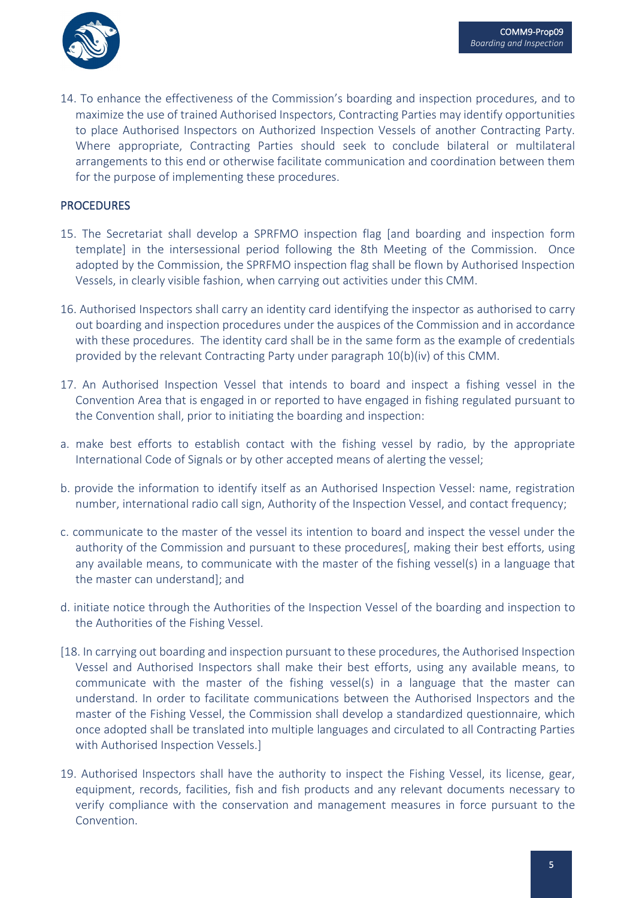14. To enhance the effectiveness of the Commission's boarding and inspection procedures, and to maximize the use of trained Authorised Inspectors, Contracting Parties may identify opportunities to place Authorised Inspectors on Authorized Inspection Vessels of another Contracting Party. Where appropriate, Contracting Parties should seek to conclude bilateral or multilateral arrangements to this end or otherwise facilitate communication and coordination between them for the purpose of implementing these procedures.

## PROCEDURES

15. The Secretariat shall develop a SPRFMO inspection flag [and boarding and inspection form template] in the intersessional period following the 8th Meeting of the Commission. Once adopted by the Commission, the SPRFMO inspection flag shall be flown by Authorised Inspection Vessels, in clearly visible fashion, when carrying out activities under this CMM.

16. Authorised Inspectors shall carry an identity card identifying the inspector as authorised to carry out boarding and inspection procedures under the auspices of the Commission and in accordance with these procedures. The identity card shall be in the same form as the example of credentials provided by the relevant Contracting Party under paragraph 10(b)(iv) of this CMM.

17. An Authorised Inspection Vessel that intends to board and inspect a fishing vessel in the Convention Area that is engaged in or reported to have engaged in fishing regulated pursuant to the Convention shall, prior to initiating the boarding and inspection:

a. make best efforts to establish contact with the fishing vessel by radio, by the appropriate International Code of Signals or by other accepted means of alerting the vessel;

b. provide the information to identify itself as an Authorised Inspection Vessel: name, registration number, international radio call sign, Authority of the Inspection Vessel, and contact frequency;

c. communicate to the master of the vessel its intention to board and inspect the vessel under the authority of the Commission and pursuant to these procedures[, making their best efforts, using any available means, to communicate with the master of the fishing vessel(s) in a language that the master can understand]; and

d. initiate notice through the Authorities of the Inspection Vessel of the boarding and inspection to the Authorities of the Fishing Vessel.

[18. In carrying out boarding and inspection pursuant to these procedures, the Authorised Inspection Vessel and Authorised Inspectors shall make their best efforts, using any available means, to communicate with the master of the fishing vessel(s) in a language that the master can understand. In order to facilitate communications between the Authorised Inspectors and the master of the Fishing Vessel, the Commission shall develop a standardized questionnaire, which once adopted shall be translated into multiple languages and circulated to all Contracting Parties with Authorised Inspection Vessels.]

19. Authorised Inspectors shall have the authority to inspect the Fishing Vessel, its license, gear, equipment, records, facilities, fish and fish products and any relevant documents necessary to verify compliance with the conservation and management measures in force pursuant to the Convention.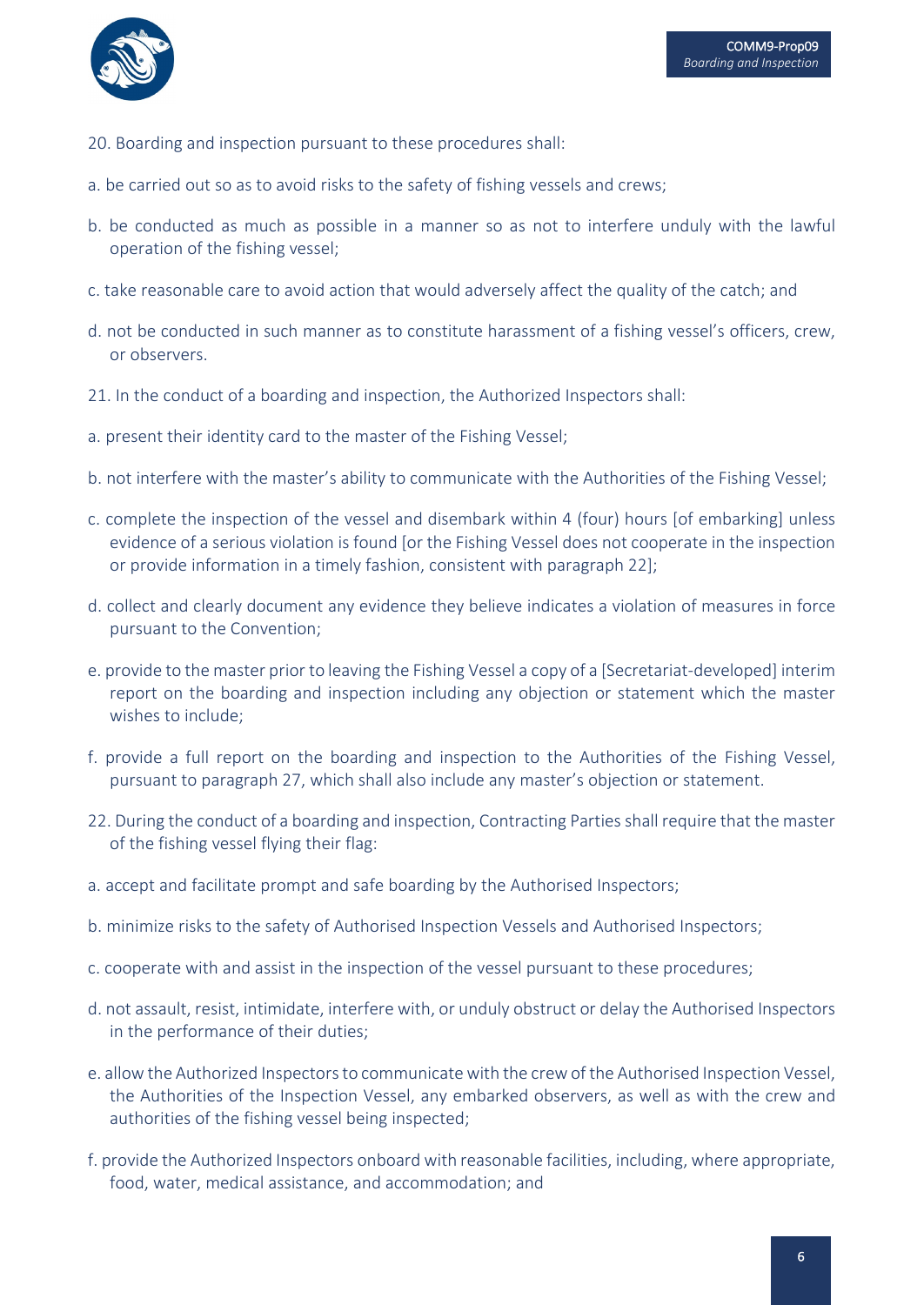20. Boarding and inspection pursuant to these procedures shall:

a. be carried out so as to avoid risks to the safety of fishing vessels and crews;

b. be conducted as much as possible in a manner so as not to interfere unduly with the lawful operation of the fishing vessel;

c. take reasonable care to avoid action that would adversely affect the quality of the catch; and

d. not be conducted in such manner as to constitute harassment of a fishing vessel's officers, crew, or observers.

21. In the conduct of a boarding and inspection, the Authorized Inspectors shall:

a. present their identity card to the master of the Fishing Vessel;

b. not interfere with the master's ability to communicate with the Authorities of the Fishing Vessel;

c. complete the inspection of the vessel and disembark within 4 (four) hours [of embarking] unless evidence of a serious violation is found [or the Fishing Vessel does not cooperate in the inspection or provide information in a timely fashion, consistent with paragraph 22];

d. collect and clearly document any evidence they believe indicates a violation of measures in force pursuant to the Convention;

e. provide to the master prior to leaving the Fishing Vessel a copy of a [Secretariat-developed] interim report on the boarding and inspection including any objection or statement which the master wishes to include;

f. provide a full report on the boarding and inspection to the Authorities of the Fishing Vessel, pursuant to paragraph 27, which shall also include any master's objection or statement.

22. During the conduct of a boarding and inspection, Contracting Parties shall require that the master of the fishing vessel flying their flag:

a. accept and facilitate prompt and safe boarding by the Authorised Inspectors;

b. minimize risks to the safety of Authorised Inspection Vessels and Authorised Inspectors;

c. cooperate with and assist in the inspection of the vessel pursuant to these procedures;

d. not assault, resist, intimidate, interfere with, or unduly obstruct or delay the Authorised Inspectors in the performance of their duties;

e. allow the Authorized Inspectors to communicate with the crew of the Authorised Inspection Vessel, the Authorities of the Inspection Vessel, any embarked observers, as well as with the crew and authorities of the fishing vessel being inspected;

f. provide the Authorized Inspectors onboard with reasonable facilities, including, where appropriate, food, water, medical assistance, and accommodation; and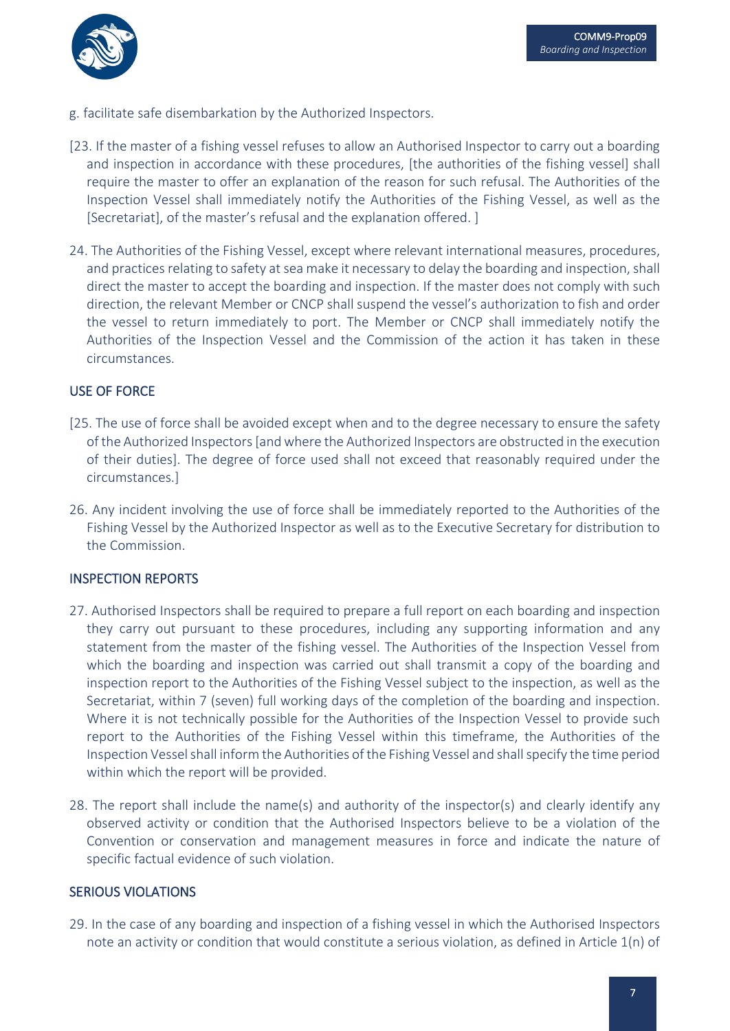g. facilitate safe disembarkation by the Authorized Inspectors.

[23. If the master of a fishing vessel refuses to allow an Authorised Inspector to carry out a boarding and inspection in accordance with these procedures, [the authorities of the fishing vessel] shall require the master to offer an explanation of the reason for such refusal. The Authorities of the Inspection Vessel shall immediately notify the Authorities of the Fishing Vessel, as well as the [Secretariat], of the master's refusal and the explanation offered. ]

24. The Authorities of the Fishing Vessel, except where relevant international measures, procedures, and practices relating to safety at sea make it necessary to delay the boarding and inspection, shall direct the master to accept the boarding and inspection. If the master does not comply with such direction, the relevant Member or CNCP shall suspend the vessel's authorization to fish and order the vessel to return immediately to port. The Member or CNCP shall immediately notify the Authorities of the Inspection Vessel and the Commission of the action it has taken in these circumstances.

## USE OF FORCE

[25. The use of force shall be avoided except when and to the degree necessary to ensure the safety of the Authorized Inspectors [and where the Authorized Inspectors are obstructed in the execution of their duties]. The degree of force used shall not exceed that reasonably required under the circumstances.]

26. Any incident involving the use of force shall be immediately reported to the Authorities of the Fishing Vessel by the Authorized Inspector as well as to the Executive Secretary for distribution to the Commission.

## INSPECTION REPORTS

27. Authorised Inspectors shall be required to prepare a full report on each boarding and inspection they carry out pursuant to these procedures, including any supporting information and any statement from the master of the fishing vessel. The Authorities of the Inspection Vessel from which the boarding and inspection was carried out shall transmit a copy of the boarding and inspection report to the Authorities of the Fishing Vessel subject to the inspection, as well as the Secretariat, within 7 (seven) full working days of the completion of the boarding and inspection. Where it is not technically possible for the Authorities of the Inspection Vessel to provide such report to the Authorities of the Fishing Vessel within this timeframe, the Authorities of the Inspection Vessel shall inform the Authorities of the Fishing Vessel and shall specify the time period within which the report will be provided.

28. The report shall include the name(s) and authority of the inspector(s) and clearly identify any observed activity or condition that the Authorised Inspectors believe to be a violation of the Convention or conservation and management measures in force and indicate the nature of specific factual evidence of such violation.

## SERIOUS VIOLATIONS

29. In the case of any boarding and inspection of a fishing vessel in which the Authorised Inspectors note an activity or condition that would constitute a serious violation, as defined in Article 1(n) of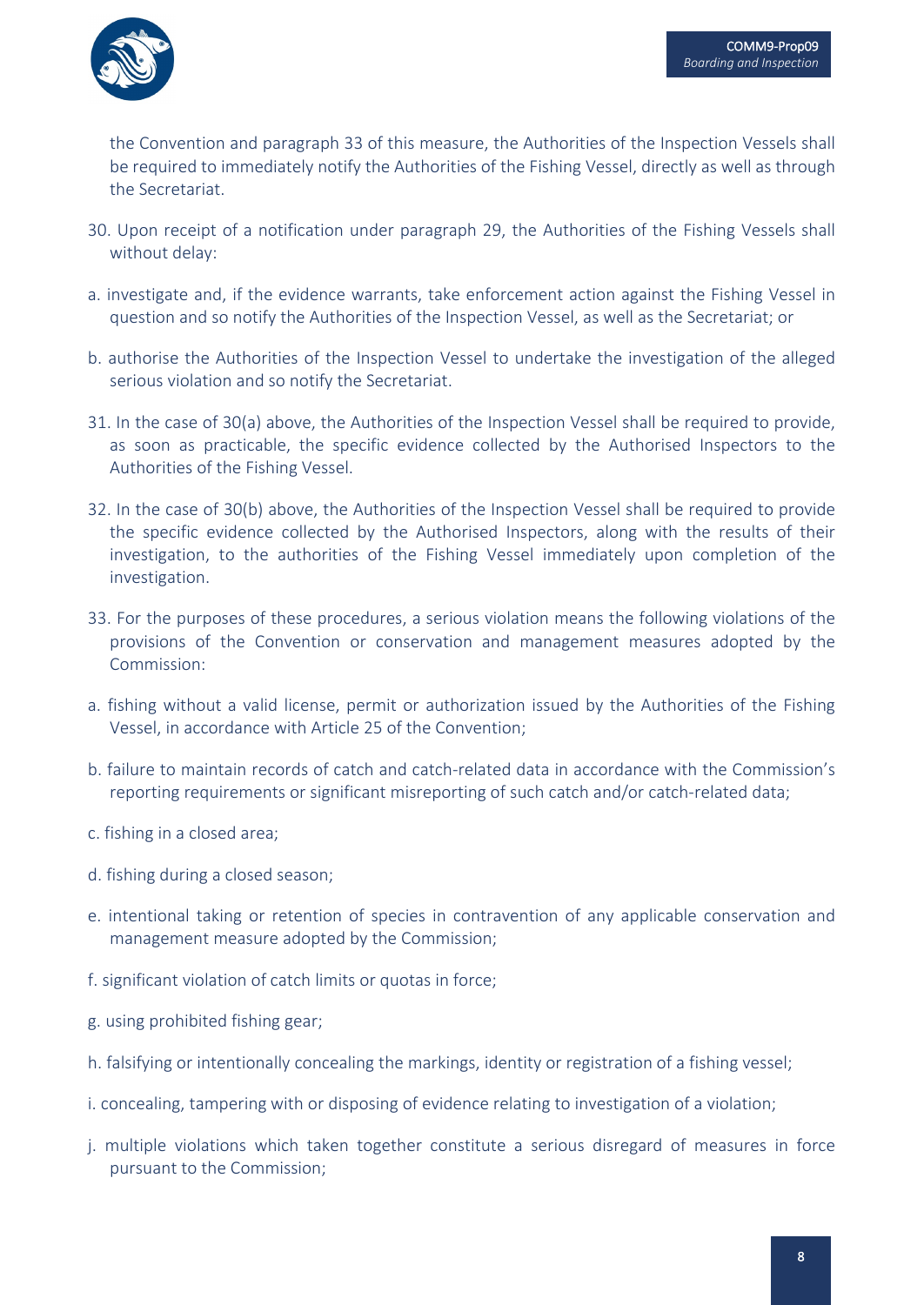the Convention and paragraph 33 of this measure, the Authorities of the Inspection Vessels shall be required to immediately notify the Authorities of the Fishing Vessel, directly as well as through the Secretariat.

30. Upon receipt of a notification under paragraph 29, the Authorities of the Fishing Vessels shall without delay:

a. investigate and, if the evidence warrants, take enforcement action against the Fishing Vessel in question and so notify the Authorities of the Inspection Vessel, as well as the Secretariat; or

b. authorise the Authorities of the Inspection Vessel to undertake the investigation of the alleged serious violation and so notify the Secretariat.

31. In the case of 30(a) above, the Authorities of the Inspection Vessel shall be required to provide, as soon as practicable, the specific evidence collected by the Authorised Inspectors to the Authorities of the Fishing Vessel.

32. In the case of 30(b) above, the Authorities of the Inspection Vessel shall be required to provide the specific evidence collected by the Authorised Inspectors, along with the results of their investigation, to the authorities of the Fishing Vessel immediately upon completion of the investigation.

33. For the purposes of these procedures, a serious violation means the following violations of the provisions of the Convention or conservation and management measures adopted by the Commission:

a. fishing without a valid license, permit or authorization issued by the Authorities of the Fishing Vessel, in accordance with Article 25 of the Convention;

b. failure to maintain records of catch and catch-related data in accordance with the Commission's reporting requirements or significant misreporting of such catch and/or catch-related data;

c. fishing in a closed area;

d. fishing during a closed season;

e. intentional taking or retention of species in contravention of any applicable conservation and management measure adopted by the Commission;

f. significant violation of catch limits or quotas in force;

g. using prohibited fishing gear;

h. falsifying or intentionally concealing the markings, identity or registration of a fishing vessel;

i. concealing, tampering with or disposing of evidence relating to investigation of a violation;

j. multiple violations which taken together constitute a serious disregard of measures in force pursuant to the Commission;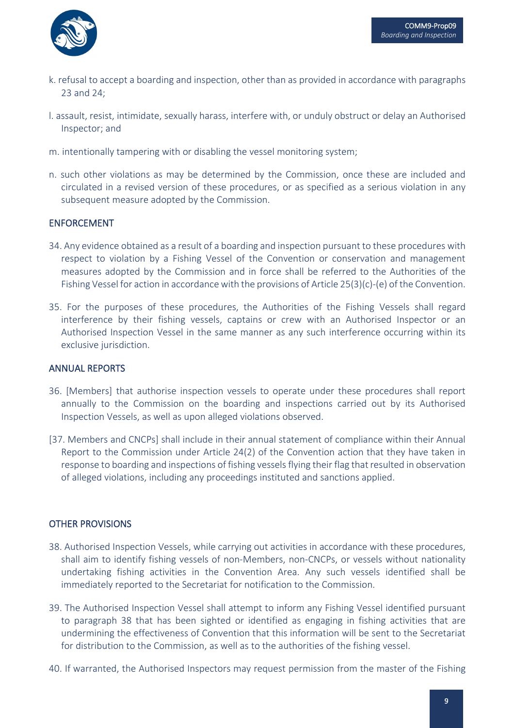k. refusal to accept a boarding and inspection, other than as provided in accordance with paragraphs 23 and 24;

l. assault, resist, intimidate, sexually harass, interfere with, or unduly obstruct or delay an Authorised Inspector; and

m. intentionally tampering with or disabling the vessel monitoring system;

n. such other violations as may be determined by the Commission, once these are included and circulated in a revised version of these procedures, or as specified as a serious violation in any subsequent measure adopted by the Commission.

## ENFORCEMENT

34. Any evidence obtained as a result of a boarding and inspection pursuant to these procedures with respect to violation by a Fishing Vessel of the Convention or conservation and management measures adopted by the Commission and in force shall be referred to the Authorities of the Fishing Vessel for action in accordance with the provisions of Article 25(3)(c)-(e) of the Convention.

35. For the purposes of these procedures, the Authorities of the Fishing Vessels shall regard interference by their fishing vessels, captains or crew with an Authorised Inspector or an Authorised Inspection Vessel in the same manner as any such interference occurring within its exclusive jurisdiction.

## ANNUAL REPORTS

36. [Members] that authorise inspection vessels to operate under these procedures shall report annually to the Commission on the boarding and inspections carried out by its Authorised Inspection Vessels, as well as upon alleged violations observed.

[37. Members and CNCPs] shall include in their annual statement of compliance within their Annual Report to the Commission under Article 24(2) of the Convention action that they have taken in response to boarding and inspections of fishing vessels flying their flag that resulted in observation of alleged violations, including any proceedings instituted and sanctions applied.

## OTHER PROVISIONS

38. Authorised Inspection Vessels, while carrying out activities in accordance with these procedures, shall aim to identify fishing vessels of non-Members, non-CNCPs, or vessels without nationality undertaking fishing activities in the Convention Area. Any such vessels identified shall be immediately reported to the Secretariat for notification to the Commission.

39. The Authorised Inspection Vessel shall attempt to inform any Fishing Vessel identified pursuant to paragraph 38 that has been sighted or identified as engaging in fishing activities that are undermining the effectiveness of Convention that this information will be sent to the Secretariat for distribution to the Commission, as well as to the authorities of the fishing vessel.

40. If warranted, the Authorised Inspectors may request permission from the master of the Fishing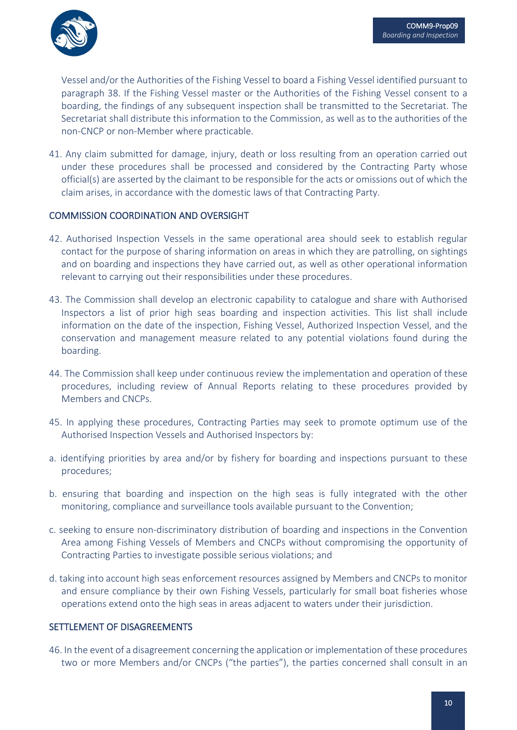Vessel and/or the Authorities of the Fishing Vessel to board a Fishing Vessel identified pursuant to paragraph 38. If the Fishing Vessel master or the Authorities of the Fishing Vessel consent to a boarding, the findings of any subsequent inspection shall be transmitted to the Secretariat. The Secretariat shall distribute this information to the Commission, as well as to the authorities of the non-CNCP or non-Member where practicable.

41. Any claim submitted for damage, injury, death or loss resulting from an operation carried out under these procedures shall be processed and considered by the Contracting Party whose official(s) are asserted by the claimant to be responsible for the acts or omissions out of which the claim arises, in accordance with the domestic laws of that Contracting Party.

## COMMISSION COORDINATION AND OVERSIGHT

42. Authorised Inspection Vessels in the same operational area should seek to establish regular contact for the purpose of sharing information on areas in which they are patrolling, on sightings and on boarding and inspections they have carried out, as well as other operational information relevant to carrying out their responsibilities under these procedures.

43. The Commission shall develop an electronic capability to catalogue and share with Authorised Inspectors a list of prior high seas boarding and inspection activities. This list shall include information on the date of the inspection, Fishing Vessel, Authorized Inspection Vessel, and the conservation and management measure related to any potential violations found during the boarding.

44. The Commission shall keep under continuous review the implementation and operation of these procedures, including review of Annual Reports relating to these procedures provided by Members and CNCPs.

45. In applying these procedures, Contracting Parties may seek to promote optimum use of the Authorised Inspection Vessels and Authorised Inspectors by:

a. identifying priorities by area and/or by fishery for boarding and inspections pursuant to these procedures;

b. ensuring that boarding and inspection on the high seas is fully integrated with the other monitoring, compliance and surveillance tools available pursuant to the Convention;

c. seeking to ensure non-discriminatory distribution of boarding and inspections in the Convention Area among Fishing Vessels of Members and CNCPs without compromising the opportunity of Contracting Parties to investigate possible serious violations; and

d. taking into account high seas enforcement resources assigned by Members and CNCPs to monitor and ensure compliance by their own Fishing Vessels, particularly for small boat fisheries whose operations extend onto the high seas in areas adjacent to waters under their jurisdiction.

## SETTLEMENT OF DISAGREEMENTS

46. In the event of a disagreement concerning the application or implementation of these procedures two or more Members and/or CNCPs ("the parties"), the parties concerned shall consult in an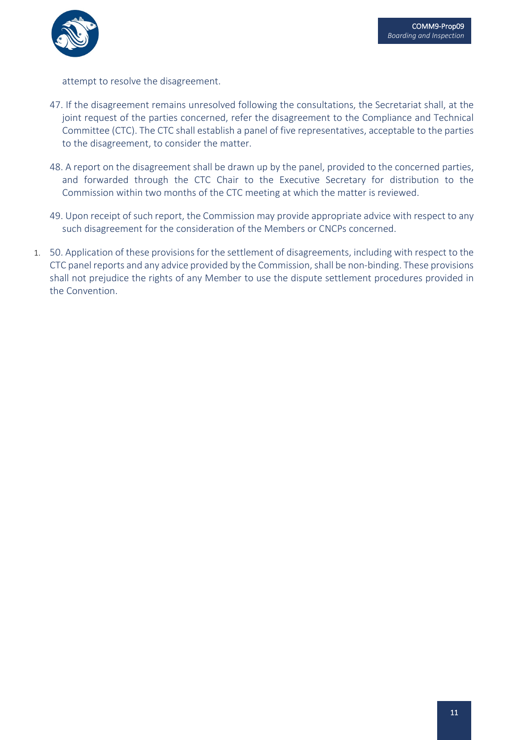attempt to resolve the disagreement.

47. If the disagreement remains unresolved following the consultations, the Secretariat shall, at the joint request of the parties concerned, refer the disagreement to the Compliance and Technical Committee (CTC). The CTC shall establish a panel of five representatives, acceptable to the parties to the disagreement, to consider the matter.

48. A report on the disagreement shall be drawn up by the panel, provided to the concerned parties, and forwarded through the CTC Chair to the Executive Secretary for distribution to the Commission within two months of the CTC meeting at which the matter is reviewed.

49. Upon receipt of such report, the Commission may provide appropriate advice with respect to any such disagreement for the consideration of the Members or CNCPs concerned.

1. 50. Application of these provisions for the settlement of disagreements, including with respect to the CTC panel reports and any advice provided by the Commission, shall be non-binding. These provisions shall not prejudice the rights of any Member to use the dispute settlement procedures provided in the Convention.